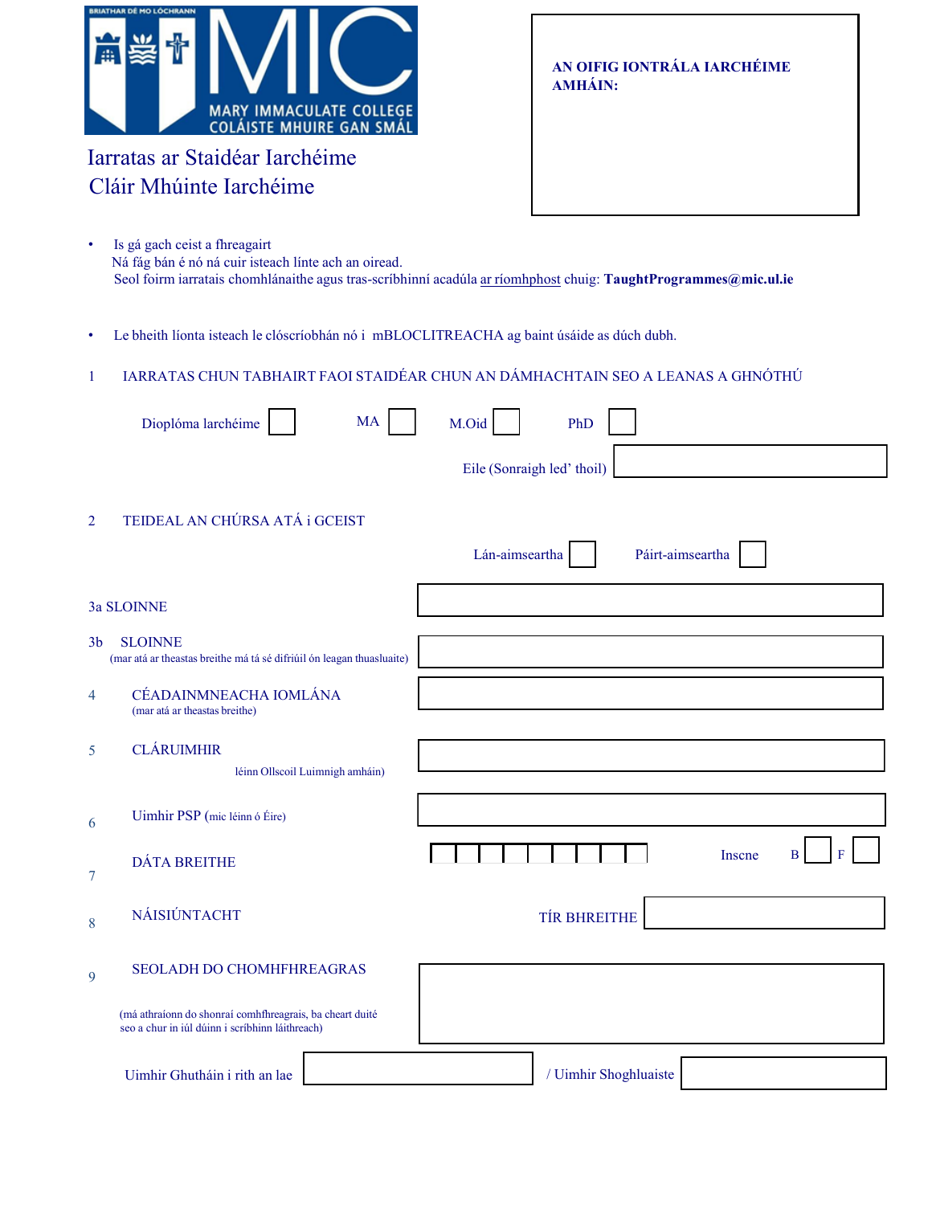BRIATHAR DÉ MO LÓCHRANN

MIC

MARY IMMACULATE COLLEGE
COLÁISTE MHUIRE GAN SMÁL

# Iarratas ar Staidéar Iarchéime
# Cláir Mhúinte Iarchéime

**AN OIFIG IONTRÁLA IARCHÉIME AMHÁIN:**

- Is gá gach ceist a fhreagairt
  Ná fág bán é nó ná cuir isteach línte ach an oiread.
  Seol foirm iarratais chomhlánaithe agus tras-scríbhinní acadúla ar ríomhphost chuig: **TaughtProgrammes@mic.ul.ie**

- Le bheith líonta isteach le clóscríobhán nó i mBLOCLITREACHA ag baint úsáide as dúch dubh.

1 IARRATAS CHUN TABHAIRT FAOI STAIDÉAR CHUN AN DÁMHACHTAIN SEO A LEANAS A GHNÓTHÚ

Dioplóma larchéime ☐ MA ☐ M.Oid ☐ PhD ☐

Eile (Sonraigh led' thoil) ______

2 TEIDEAL AN CHÚRSA ATÁ i GCEIST

Lán-aimseartha ☐ Páirt-aimseartha ☐

3a SLOINNE ______

3b SLOINNE
(mar atá ar theastas breithe má tá sé difriúil ón leagan thuasluaite) ______

4 CÉADAINMNEACHA IOMLÁNA
(mar atá ar theastas breithe) ______

5 CLÁRUIMHIR
léinn Ollscoil Luimnigh amháin) ______

6 Uimhir PSP (mic léinn ó Éire) ______

7 DÁTA BREITHE ☐☐☐☐☐☐☐☐☐ Inscne B ☐ F ☐

8 NÁISIÚNTACHT TÍR BHREITHE ______

9 SEOLADH DO CHOMHFHREAGRAS ______

(má athraíonn do shonraí comhfhreagrais, ba cheart duité seo a chur in iúl dúinn i scríbhinn láithreach)

Uimhir Ghutháin i rith an lae ______ / Uimhir Shoghluaiste ______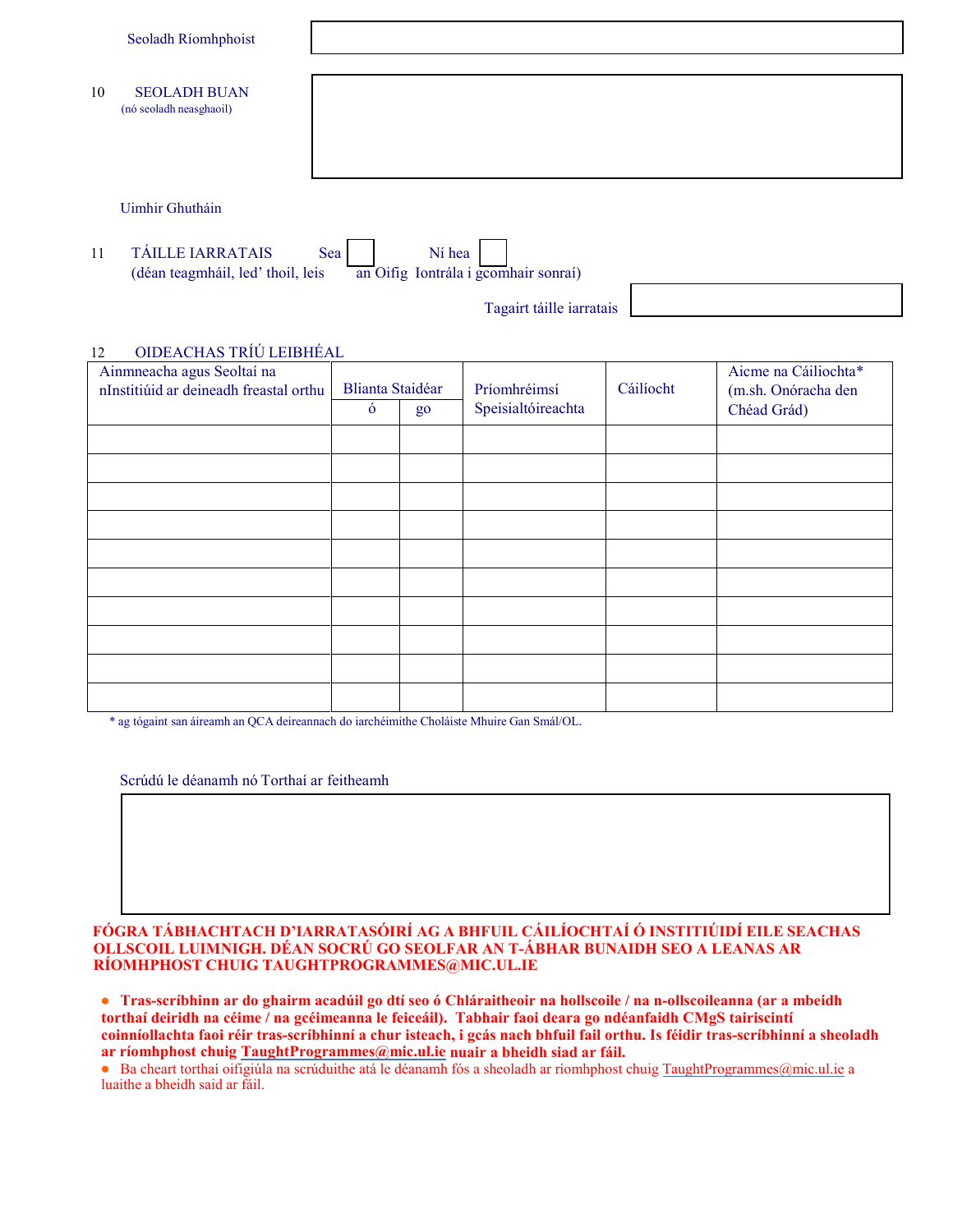Seoladh Ríomhphoist

10 SEOLADH BUAN
(nó seoladh neasghaoil)

Uimhir Ghutháin

11 TÁILLE IARRATAIS Sea ☐ Ní hea ☐
(déan teagmháil, led' thoil, leis an Oifig Iontrála i gcomhair sonraí)

Tagairt táille iarratais

12 OIDEACHAS TRÍÚ LEIBHÉAL

| Ainmneacha agus Seoltaí na nInstitiúid ar deineadh freastal orthu | Blianta Staidéar | | Príomhréimsí Speisialtóireachta | Cáilíocht | Aicme na Cáilíochta* (m.sh. Onóracha den Chéad Grád) |
|---|---|---|---|---|---|
| | ó | go | | | |
| | | | | | |
| | | | | | |
| | | | | | |
| | | | | | |
| | | | | | |
| | | | | | |
| | | | | | |
| | | | | | |
| | | | | | |
| | | | | | |

\* ag tógaint san áireamh an QCA deireannach do iarchéimithe Choláiste Mhuire Gan Smál/OL.

Scrúdú le déanamh nó Torthaí ar feitheamh

**FÓGRA TÁBHACHTACH D'IARRATASÓIRÍ AG A BHFUIL CÁILÍOCHTAÍ Ó INSTITIÚIDÍ EILE SEACHAS OLLSCOIL LUIMNIGH. DÉAN SOCRÚ GO SEOLFAR AN T-ÁBHAR BUNAIDH SEO A LEANAS AR RÍOMHPHOST CHUIG TAUGHTPROGRAMMES@MIC.UL.IE**

- **Tras-scríbhinn ar do ghairm acadúil go dtí seo ó Chláraitheoir na hollscoile / na n-ollscoileanna (ar a mbeidh torthaí deiridh na céime / na gcéimeanna le feiceáil). Tabhair faoi deara go ndéanfaidh CMgS tairiscintí coinníollachta faoi réir tras-scríbhinní a chur isteach, i gcás nach bhfuil fail orthu. Is féidir tras-scríbhinní a sheoladh ar ríomhphost chuig TaughtProgrammes@mic.ul.ie nuair a bheidh siad ar fáil.**
- Ba cheart torthaí oifigiúla na scrúduithe atá le déanamh fós a sheoladh ar ríomhphost chuig TaughtProgrammes@mic.ul.ie a luaithe a bheidh said ar fáil.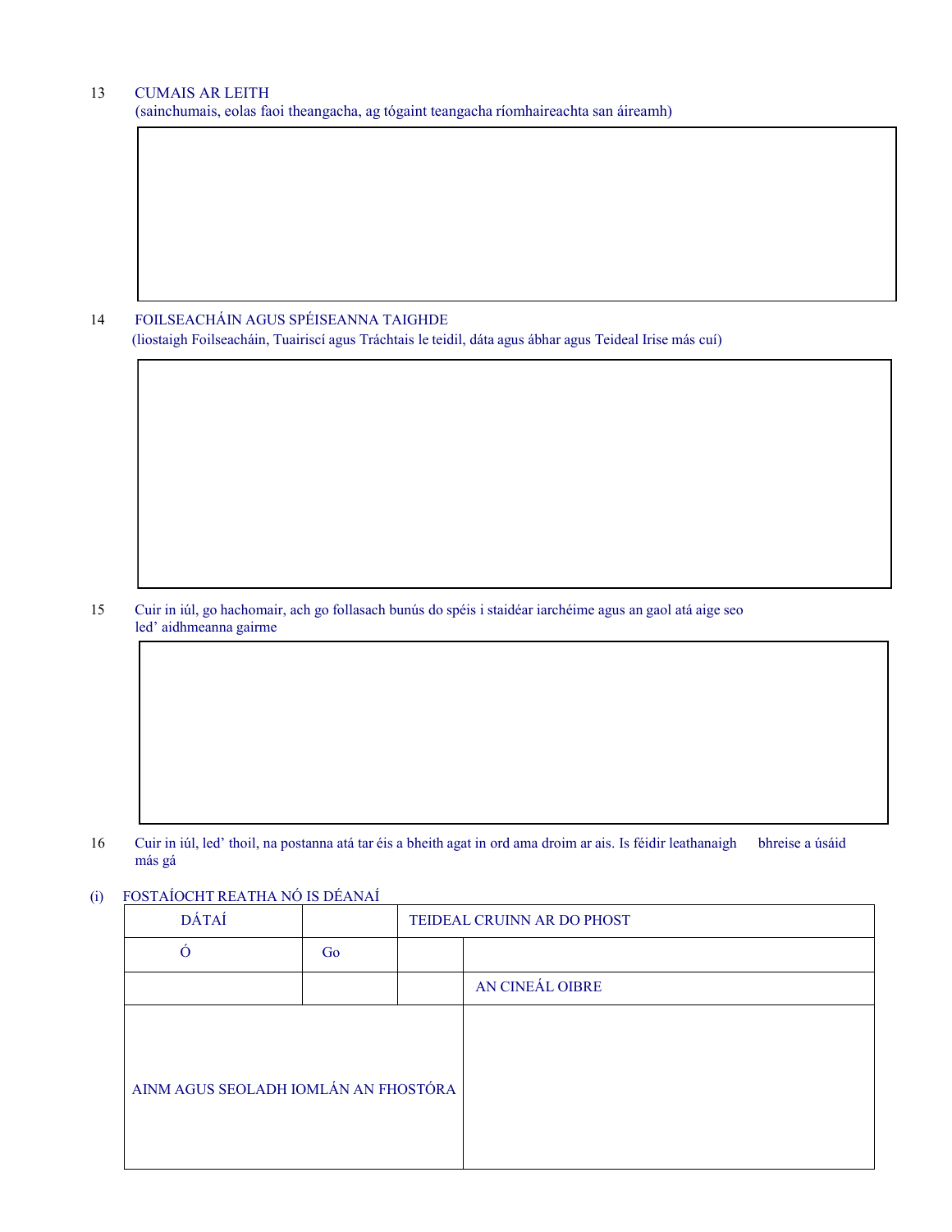13 CUMAIS AR LEITH
(sainchumais, eolas faoi theangacha, ag tógaint teangacha ríomhaireachta san áireamh)

| |
|---|
| |

14 FOILSEACHÁIN AGUS SPÉISEANNA TAIGHDE
(liostaigh Foilseacháin, Tuairiscí agus Tráchtais le teidil, dáta agus ábhar agus Teideal Irise más cuí)

| |
|---|
| |

15 Cuir in iúl, go hachomair, ach go follasach bunús do spéis i staidéar iarchéime agus an gaol atá aige seo led' aidhmeanna gairme

| |
|---|
| |

16 Cuir in iúl, led' thoil, na postanna atá tar éis a bheith agat in ord ama droim ar ais. Is féidir leathanaigh bhreise a úsáid más gá

(i) FOSTAÍOCHT REATHA NÓ IS DÉANAÍ

| DÁTAÍ | | TEIDEAL CRUINN AR DO PHOST | |
|---|---|---|---|
| Ó | Go | | |
| | | | AN CINEÁL OIBRE |
| AINM AGUS SEOLADH IOMLÁN AN FHOSTÓRA | | | |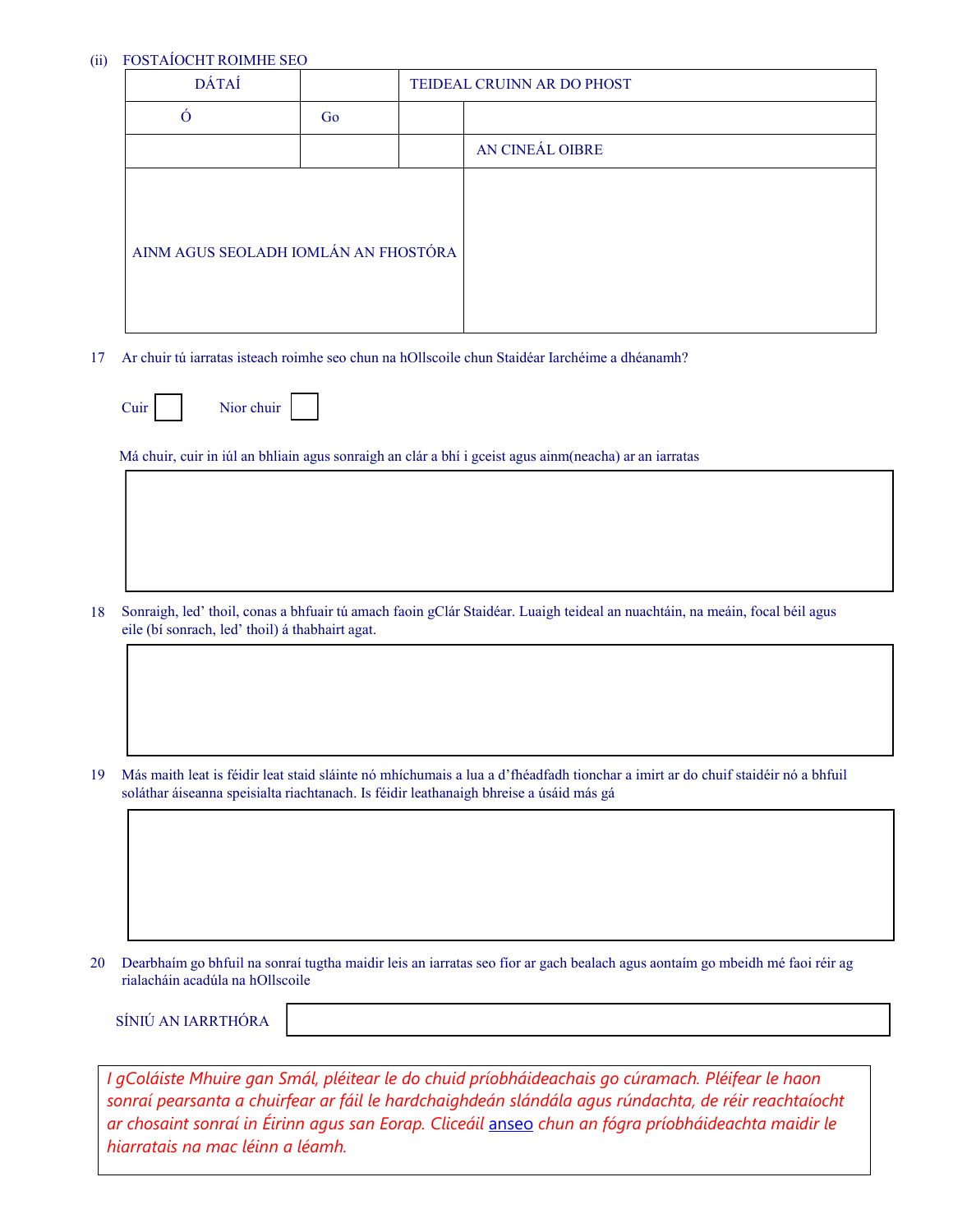(ii) FOSTAÍOCHT ROIMHE SEO

| DÁTAÍ | | TEIDEAL CRUINN AR DO PHOST | |
|---|---|---|---|
| Ó | Go | | |
| | | | AN CINEÁL OIBRE |
| AINM AGUS SEOLADH IOMLÁN AN FHOSTÓRA | | | |

17 Ar chuir tú iarratas isteach roimhe seo chun na hOllscoile chun Staidéar Iarchéime a dhéanamh?

Cuir ☐ Nior chuir ☐

Má chuir, cuir in iúl an bhliain agus sonraigh an clár a bhí i gceist agus ainm(neacha) ar an iarratas

18 Sonraigh, led' thoil, conas a bhfuair tú amach faoin gClár Staidéar. Luaigh teideal an nuachtáin, na meáin, focal béil agus eile (bí sonrach, led' thoil) á thabhairt agat.

19 Más maith leat is féidir leat staid sláinte nó mhíchumais a lua a d'fhéadfadh tionchar a imirt ar do chuif staidéir nó a bhfuil soláthar áiseanna speisialta riachtanach. Is féidir leathanaigh bhreise a úsáid más gá

20 Dearbhaím go bhfuil na sonraí tugtha maidir leis an iarratas seo fíor ar gach bealach agus aontaím go mbeidh mé faoi réir ag rialacháin acadúla na hOllscoile

SÍNIÚ AN IARRTHÓRA

*I gColáiste Mhuire gan Smál, pléitear le do chuid príobháideachais go cúramach. Pléifear le haon sonraí pearsanta a chuirfear ar fáil le hardchaighdeán slándála agus rúndachta, de réir reachtaíocht ar chosaint sonraí in Éirinn agus san Eorap. Cliceáil anseo chun an fógra príobháideachta maidir le hiarratais na mac léinn a léamh.*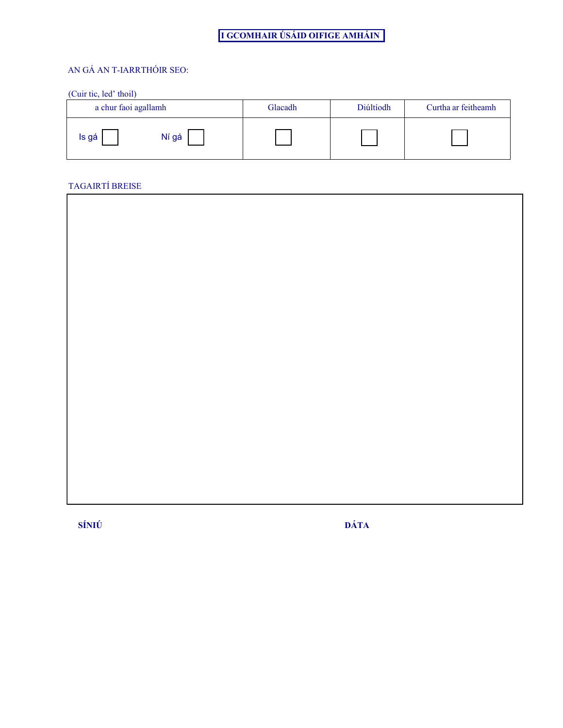**I GCOMHAIR ÚSÁID OIFIGE AMHÁIN**

AN GÁ AN T-IARRTHÓIR SEO:

(Cuir tic, led' thoil)

| a chur faoi agallamh | Glacadh | Diúltíodh | Curtha ar feitheamh |
|---|---|---|---|
| Is gá ☐ Ní gá ☐ | ☐ | ☐ | ☐ |

TAGAIRTÍ BREISE

| |
|---|
| |

**SÍNIÚ** **DÁTA**